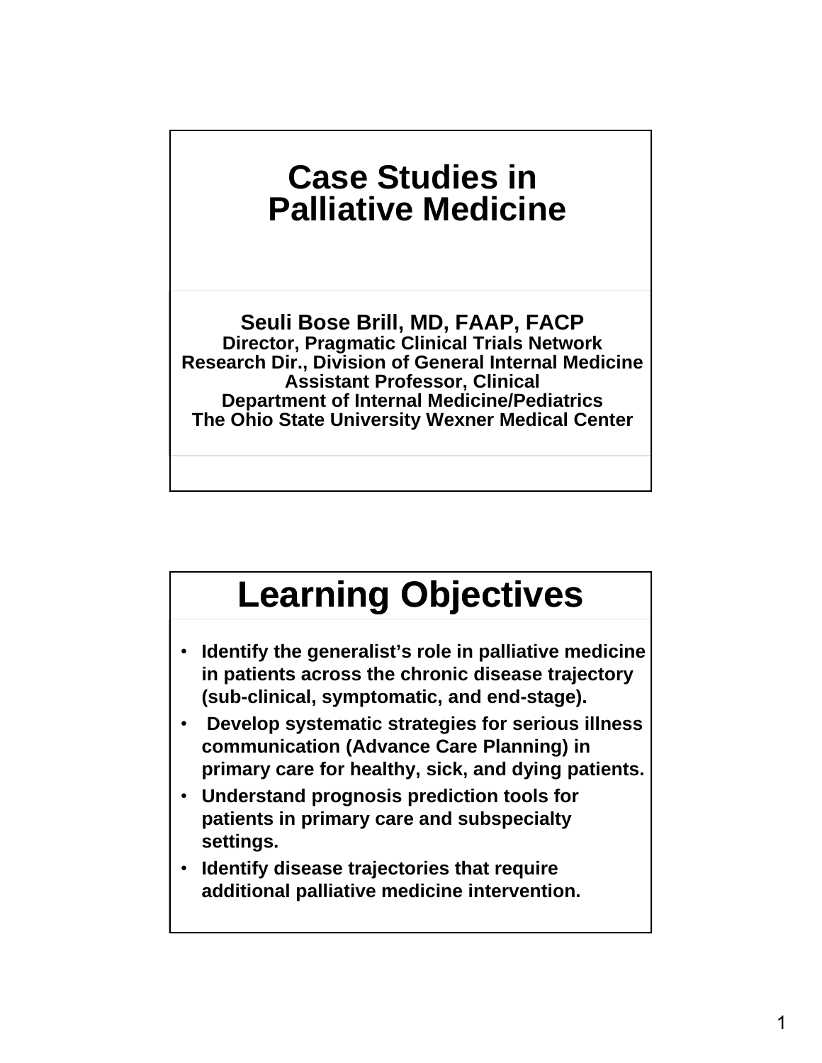# Case Studies in Palliative Medicine

**Seuli Bose Brill, MD, FAAP, FACP**
**Director, Pragmatic Clinical Trials Network**
**Research Dir., Division of General Internal Medicine**
**Assistant Professor, Clinical**
**Department of Internal Medicine/Pediatrics**
**The Ohio State University Wexner Medical Center**

## Learning Objectives

- **Identify the generalist's role in palliative medicine in patients across the chronic disease trajectory (sub-clinical, symptomatic, and end-stage).**
- **Develop systematic strategies for serious illness communication (Advance Care Planning) in primary care for healthy, sick, and dying patients.**
- **Understand prognosis prediction tools for patients in primary care and subspecialty settings.**
- **Identify disease trajectories that require additional palliative medicine intervention.**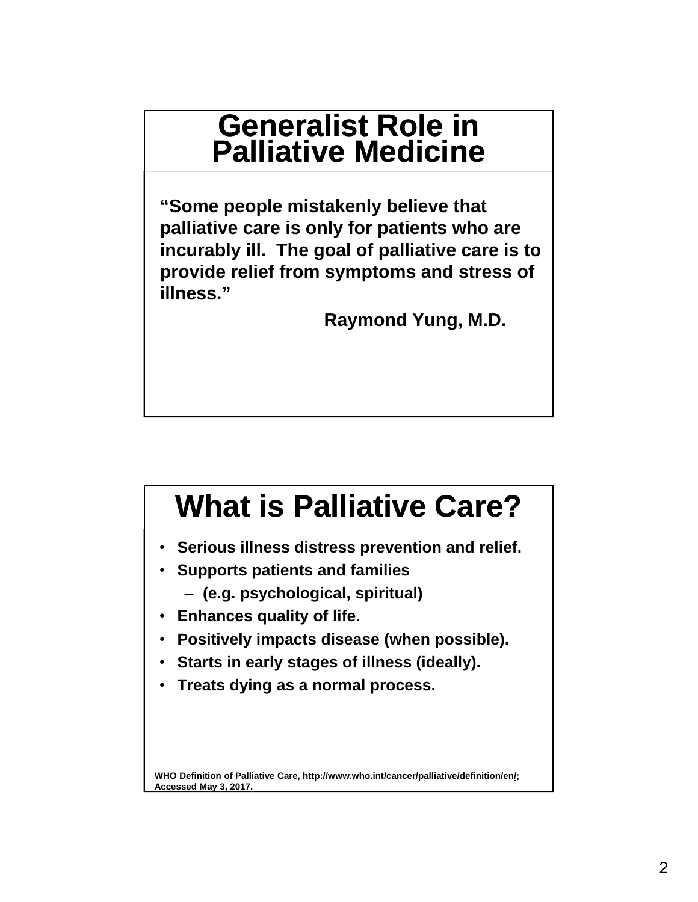# Generalist Role in Palliative Medicine

**"Some people mistakenly believe that palliative care is only for patients who are incurably ill. The goal of palliative care is to provide relief from symptoms and stress of illness."**

**Raymond Yung, M.D.**

# What is Palliative Care?

- **Serious illness distress prevention and relief.**
- **Supports patients and families**
  - **(e.g. psychological, spiritual)**
- **Enhances quality of life.**
- **Positively impacts disease (when possible).**
- **Starts in early stages of illness (ideally).**
- **Treats dying as a normal process.**

**WHO Definition of Palliative Care, http://www.who.int/cancer/palliative/definition/en/; Accessed May 3, 2017.**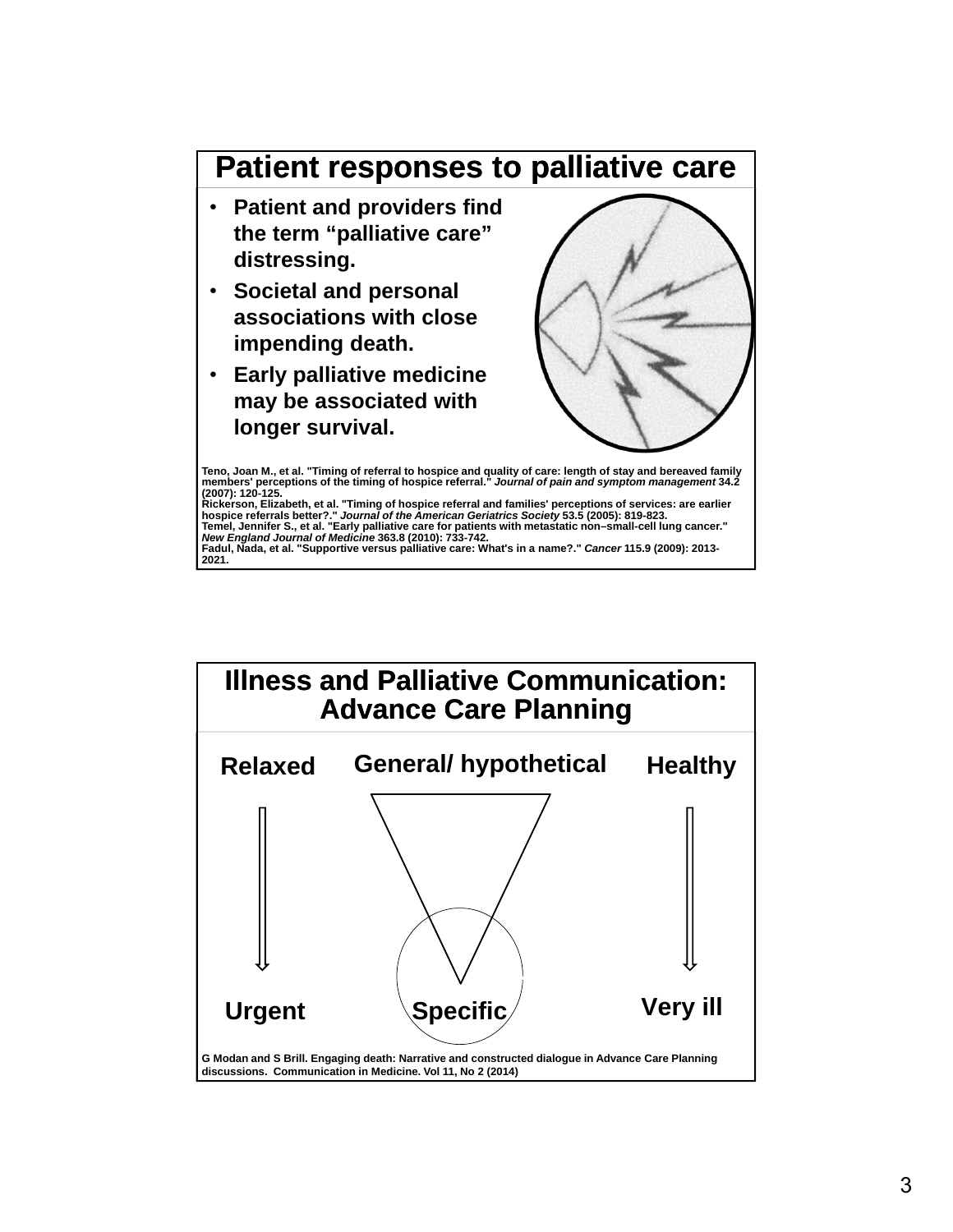## Patient responses to palliative care

- **Patient and providers find the term "palliative care" distressing.**
- **Societal and personal associations with close impending death.**
- **Early palliative medicine may be associated with longer survival.**

**Teno, Joan M., et al. "Timing of referral to hospice and quality of care: length of stay and bereaved family members' perceptions of the timing of hospice referral."** ***Journal of pain and symptom management*** **34.2 (2007): 120-125.**
**Rickerson, Elizabeth, et al. "Timing of hospice referral and families' perceptions of services: are earlier hospice referrals better?."** ***Journal of the American Geriatrics Society*** **53.5 (2005): 819-823.**
**Temel, Jennifer S., et al. "Early palliative care for patients with metastatic non–small-cell lung cancer."** ***New England Journal of Medicine*** **363.8 (2010): 733-742.**
**Fadul, Nada, et al. "Supportive versus palliative care: What's in a name?."** ***Cancer*** **115.9 (2009): 2013-2021.**

## Illness and Palliative Communication: Advance Care Planning

**Relaxed** → **Urgent**

**General/ hypothetical** → **Specific**

**Healthy** → **Very ill**

**G Modan and S Brill. Engaging death: Narrative and constructed dialogue in Advance Care Planning discussions. Communication in Medicine. Vol 11, No 2 (2014)**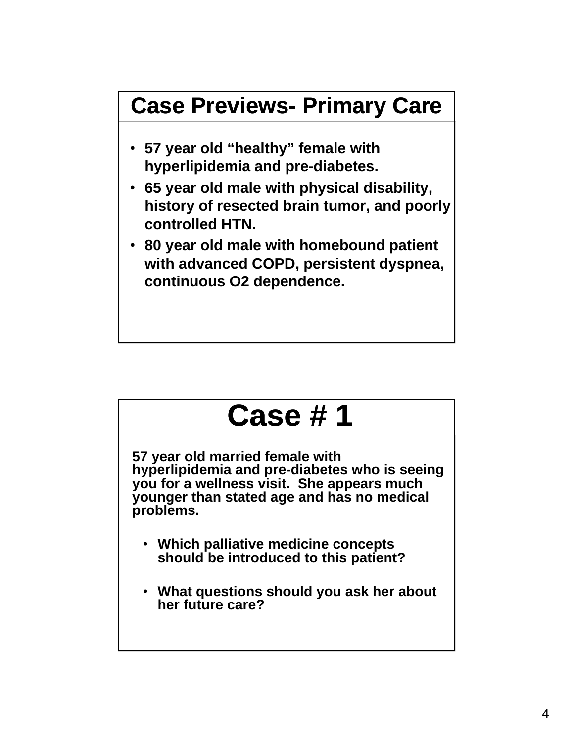## Case Previews- Primary Care

- **57 year old "healthy" female with hyperlipidemia and pre-diabetes.**
- **65 year old male with physical disability, history of resected brain tumor, and poorly controlled HTN.**
- **80 year old male with homebound patient with advanced COPD, persistent dyspnea, continuous O2 dependence.**

## Case # 1

**57 year old married female with hyperlipidemia and pre-diabetes who is seeing you for a wellness visit. She appears much younger than stated age and has no medical problems.**

- **Which palliative medicine concepts should be introduced to this patient?**
- **What questions should you ask her about her future care?**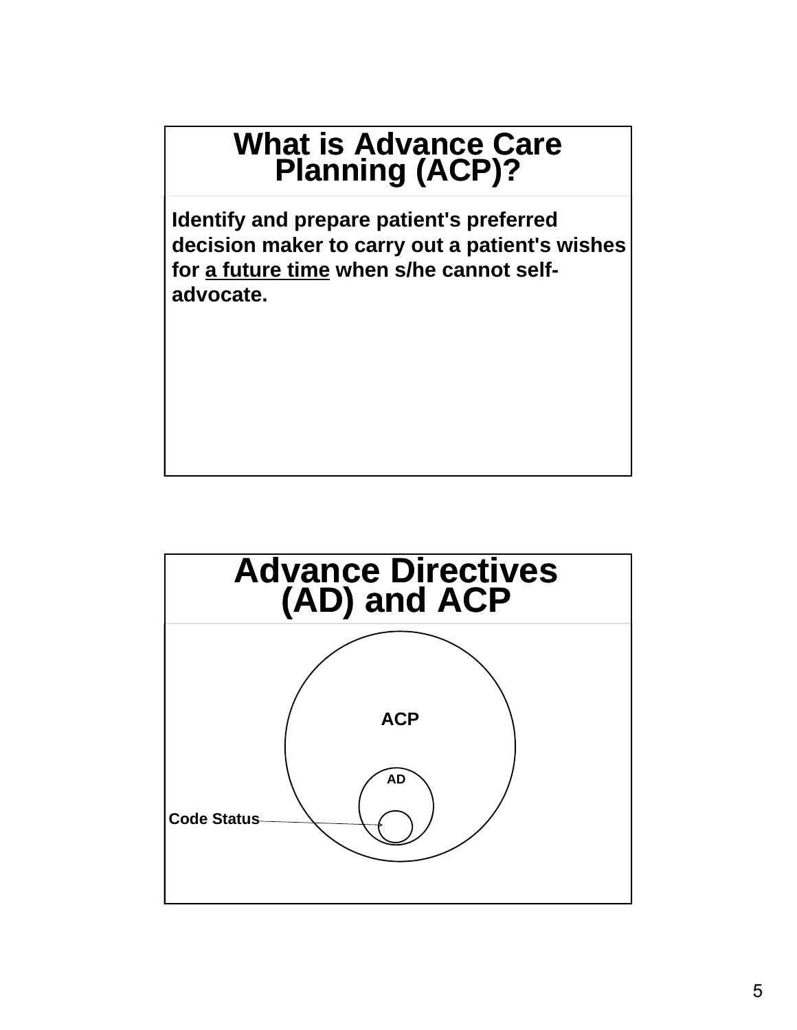## What is Advance Care Planning (ACP)?

**Identify and prepare patient's preferred decision maker to carry out a patient's wishes for <u>a future time</u> when s/he cannot self-advocate.**

## Advance Directives (AD) and ACP

ACP

AD

Code Status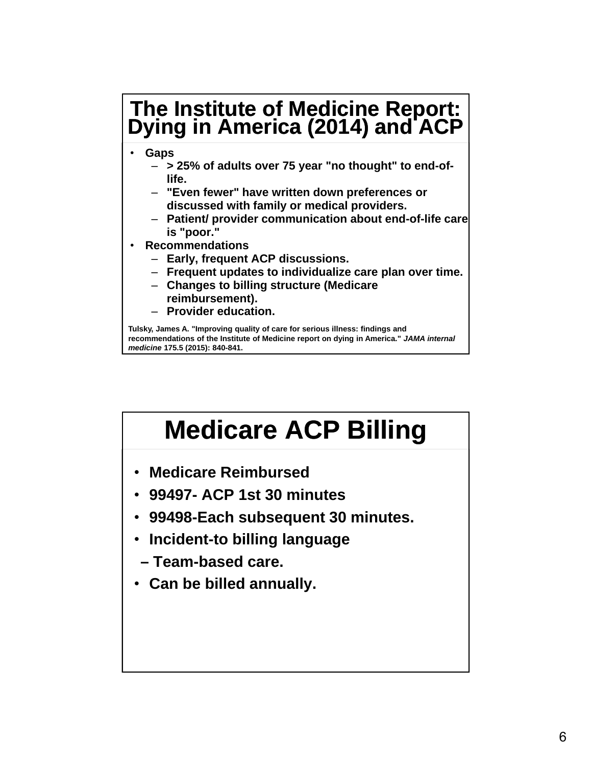## The Institute of Medicine Report: Dying in America (2014) and ACP

- **Gaps**
  - **> 25% of adults over 75 year "no thought" to end-of-life.**
  - **"Even fewer" have written down preferences or discussed with family or medical providers.**
  - **Patient/ provider communication about end-of-life care is "poor."**
- **Recommendations**
  - **Early, frequent ACP discussions.**
  - **Frequent updates to individualize care plan over time.**
  - **Changes to billing structure (Medicare reimbursement).**
  - **Provider education.**

**Tulsky, James A. "Improving quality of care for serious illness: findings and recommendations of the Institute of Medicine report on dying in America."** ***JAMA internal medicine*** **175.5 (2015): 840-841.**

## Medicare ACP Billing

- **Medicare Reimbursed**
- **99497- ACP 1st 30 minutes**
- **99498-Each subsequent 30 minutes.**
- **Incident-to billing language**
  - **Team-based care.**
- **Can be billed annually.**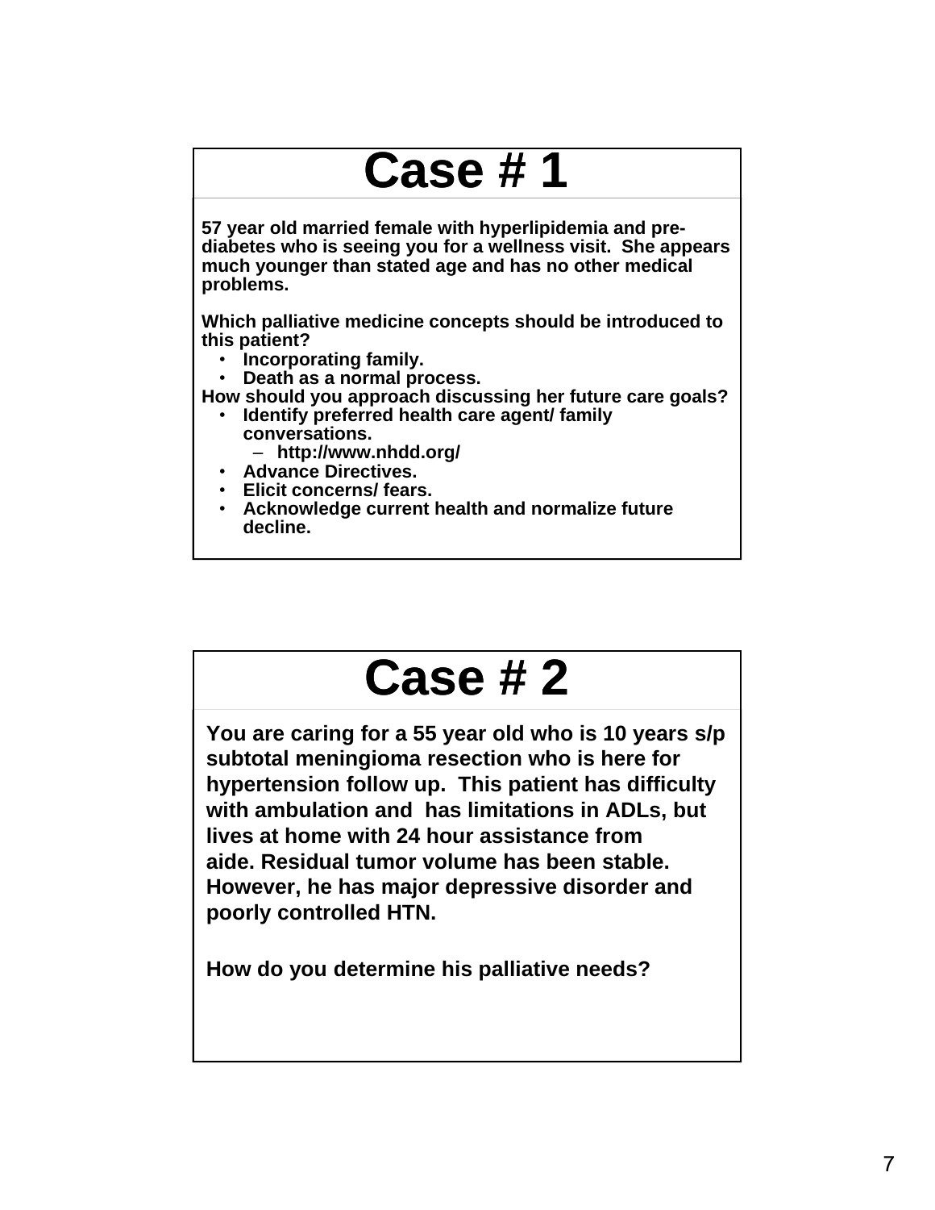# Case # 1

**57 year old married female with hyperlipidemia and pre-diabetes who is seeing you for a wellness visit. She appears much younger than stated age and has no other medical problems.**

**Which palliative medicine concepts should be introduced to this patient?**

- **Incorporating family.**
- **Death as a normal process.**

**How should you approach discussing her future care goals?**

- **Identify preferred health care agent/ family conversations.**
  - **http://www.nhdd.org/**
- **Advance Directives.**
- **Elicit concerns/ fears.**
- **Acknowledge current health and normalize future decline.**

# Case # 2

**You are caring for a 55 year old who is 10 years s/p subtotal meningioma resection who is here for hypertension follow up. This patient has difficulty with ambulation and has limitations in ADLs, but lives at home with 24 hour assistance from aide. Residual tumor volume has been stable. However, he has major depressive disorder and poorly controlled HTN.**

**How do you determine his palliative needs?**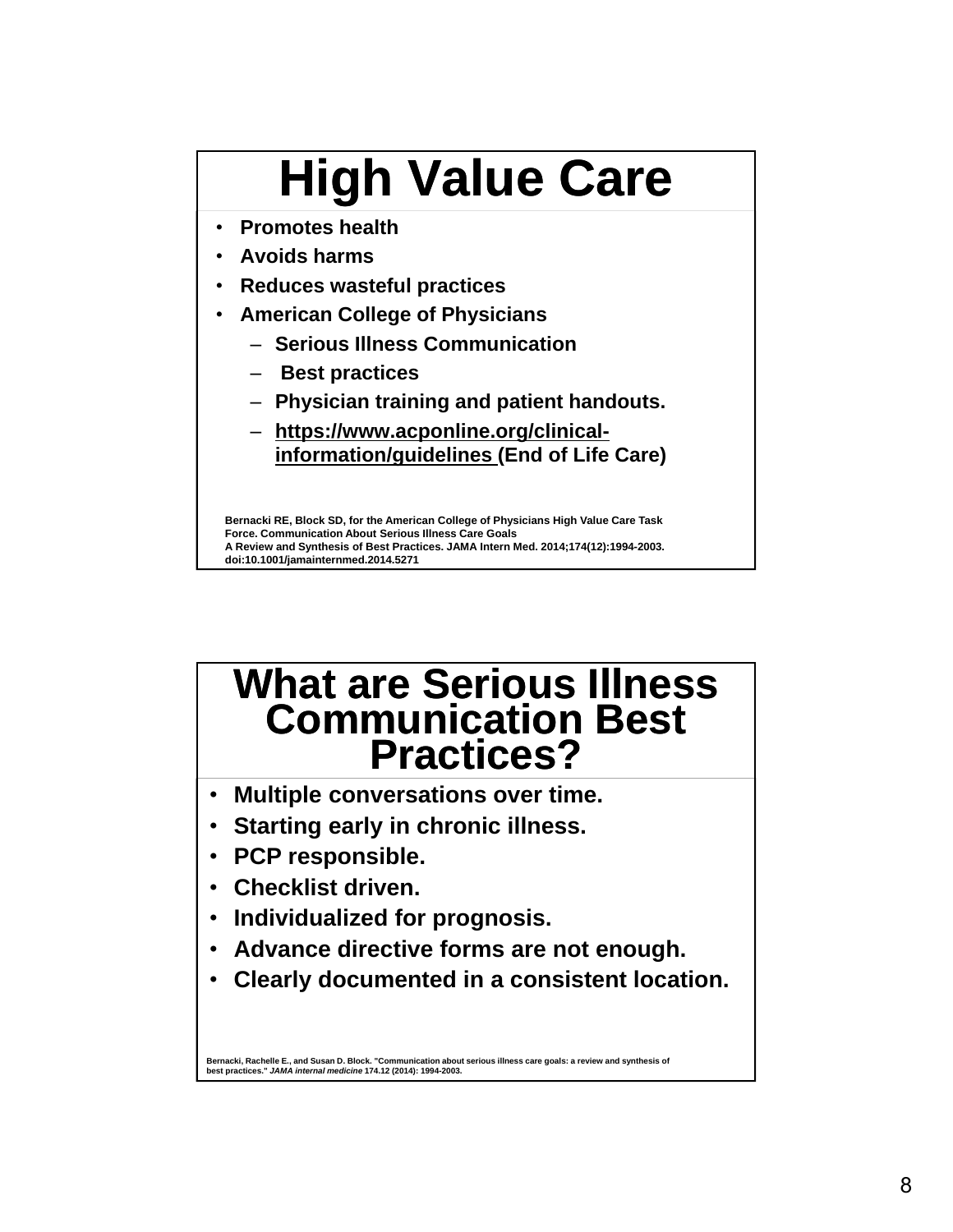# High Value Care

- **Promotes health**
- **Avoids harms**
- **Reduces wasteful practices**
- **American College of Physicians**
  - **Serious Illness Communication**
  - **Best practices**
  - **Physician training and patient handouts.**
  - **https://www.acponline.org/clinical-information/guidelines (End of Life Care)**

**Bernacki RE, Block SD, for the American College of Physicians High Value Care Task Force. Communication About Serious Illness Care Goals A Review and Synthesis of Best Practices. JAMA Intern Med. 2014;174(12):1994-2003. doi:10.1001/jamainternmed.2014.5271**

# What are Serious Illness Communication Best Practices?

- **Multiple conversations over time.**
- **Starting early in chronic illness.**
- **PCP responsible.**
- **Checklist driven.**
- **Individualized for prognosis.**
- **Advance directive forms are not enough.**
- **Clearly documented in a consistent location.**

**Bernacki, Rachelle E., and Susan D. Block. "Communication about serious illness care goals: a review and synthesis of best practices."** ***JAMA internal medicine*** **174.12 (2014): 1994-2003.**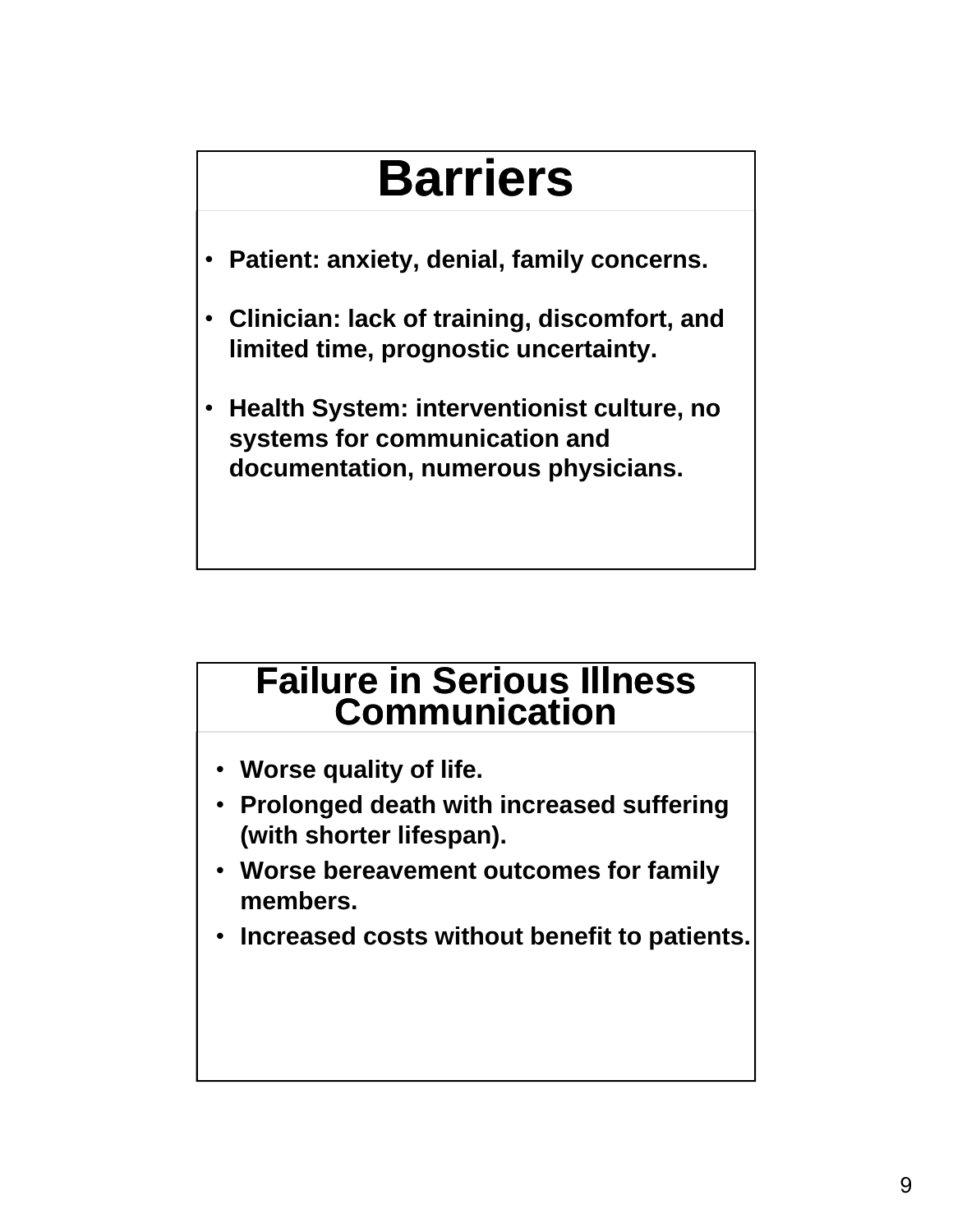## Barriers

- **Patient: anxiety, denial, family concerns.**
- **Clinician: lack of training, discomfort, and limited time, prognostic uncertainty.**
- **Health System: interventionist culture, no systems for communication and documentation, numerous physicians.**

## Failure in Serious Illness Communication

- **Worse quality of life.**
- **Prolonged death with increased suffering (with shorter lifespan).**
- **Worse bereavement outcomes for family members.**
- **Increased costs without benefit to patients.**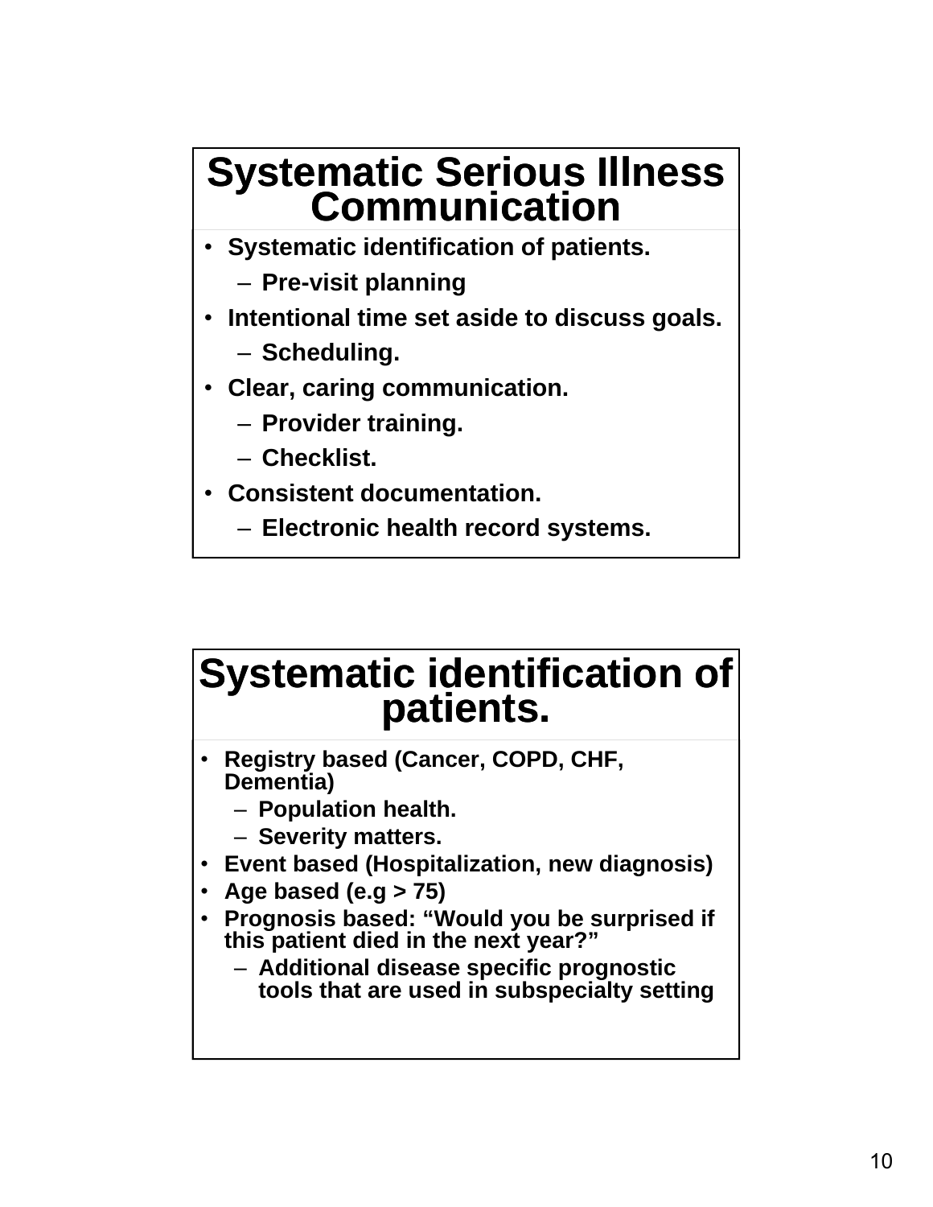## Systematic Serious Illness Communication

- Systematic identification of patients.
  - Pre-visit planning
- Intentional time set aside to discuss goals.
  - Scheduling.
- Clear, caring communication.
  - Provider training.
  - Checklist.
- Consistent documentation.
  - Electronic health record systems.

## Systematic identification of patients.

- Registry based (Cancer, COPD, CHF, Dementia)
  - Population health.
  - Severity matters.
- Event based (Hospitalization, new diagnosis)
- Age based (e.g > 75)
- Prognosis based: “Would you be surprised if this patient died in the next year?”
  - Additional disease specific prognostic tools that are used in subspecialty setting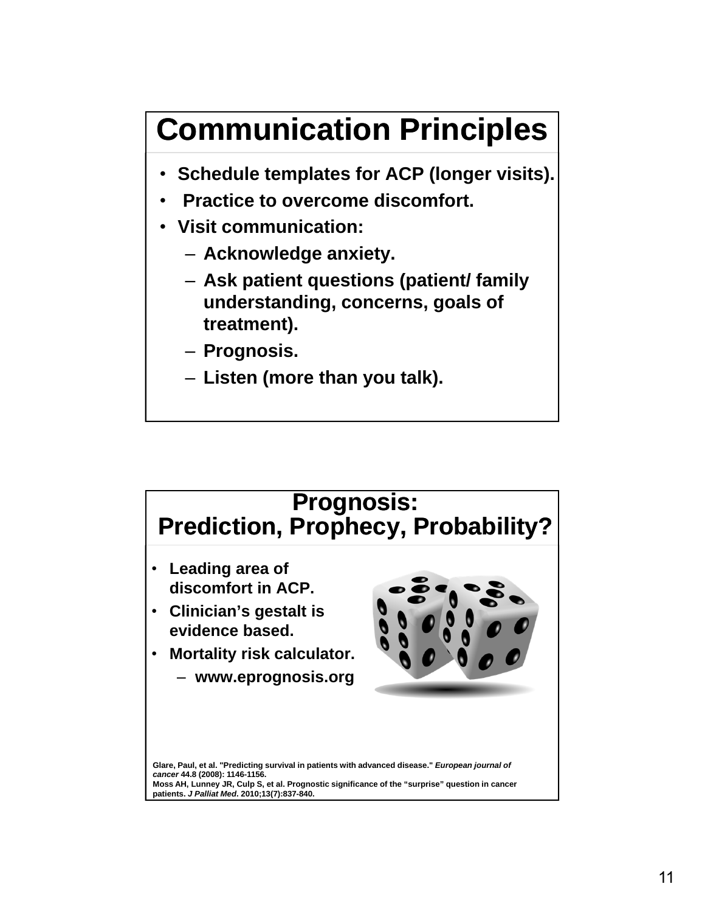## Communication Principles

- **Schedule templates for ACP (longer visits).**
- **Practice to overcome discomfort.**
- **Visit communication:**
  - **Acknowledge anxiety.**
  - **Ask patient questions (patient/ family understanding, concerns, goals of treatment).**
  - **Prognosis.**
  - **Listen (more than you talk).**

## Prognosis: Prediction, Prophecy, Probability?

- **Leading area of discomfort in ACP.**
- **Clinician's gestalt is evidence based.**
- **Mortality risk calculator.**
  - **www.eprognosis.org**

**Glare, Paul, et al. "Predicting survival in patients with advanced disease."** ***European journal of cancer*** **44.8 (2008): 1146-1156.**
**Moss AH, Lunney JR, Culp S, et al. Prognostic significance of the "surprise" question in cancer patients.** ***J Palliat Med*****. 2010;13(7):837-840.**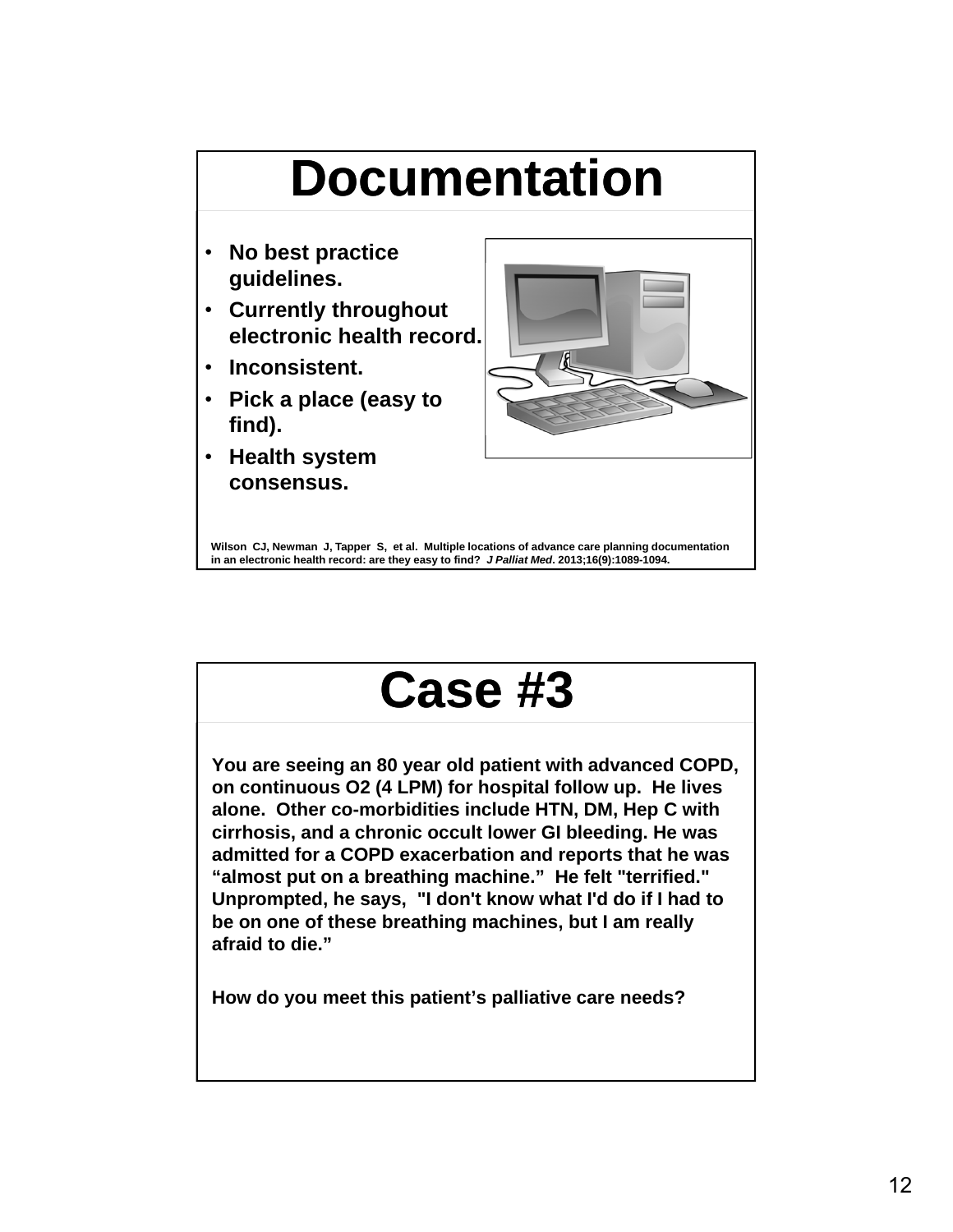# Documentation

- No best practice guidelines.
- Currently throughout electronic health record.
- Inconsistent.
- Pick a place (easy to find).
- Health system consensus.

Wilson CJ, Newman J, Tapper S, et al. Multiple locations of advance care planning documentation in an electronic health record: are they easy to find? *J Palliat Med*. 2013;16(9):1089-1094.

# Case #3

You are seeing an 80 year old patient with advanced COPD, on continuous O2 (4 LPM) for hospital follow up. He lives alone. Other co-morbidities include HTN, DM, Hep C with cirrhosis, and a chronic occult lower GI bleeding. He was admitted for a COPD exacerbation and reports that he was "almost put on a breathing machine." He felt "terrified." Unprompted, he says, "I don't know what I'd do if I had to be on one of these breathing machines, but I am really afraid to die."

How do you meet this patient's palliative care needs?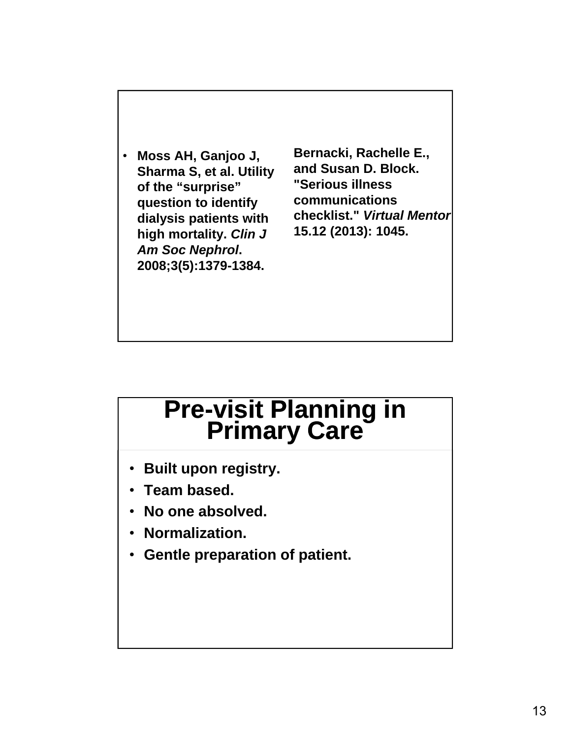- **Moss AH, Ganjoo J, Sharma S, et al. Utility of the "surprise" question to identify dialysis patients with high mortality. *Clin J Am Soc Nephrol*. 2008;3(5):1379-1384.**

**Bernacki, Rachelle E., and Susan D. Block. "Serious illness communications checklist." *Virtual Mentor* 15.12 (2013): 1045.**

# Pre-visit Planning in Primary Care

- **Built upon registry.**
- **Team based.**
- **No one absolved.**
- **Normalization.**
- **Gentle preparation of patient.**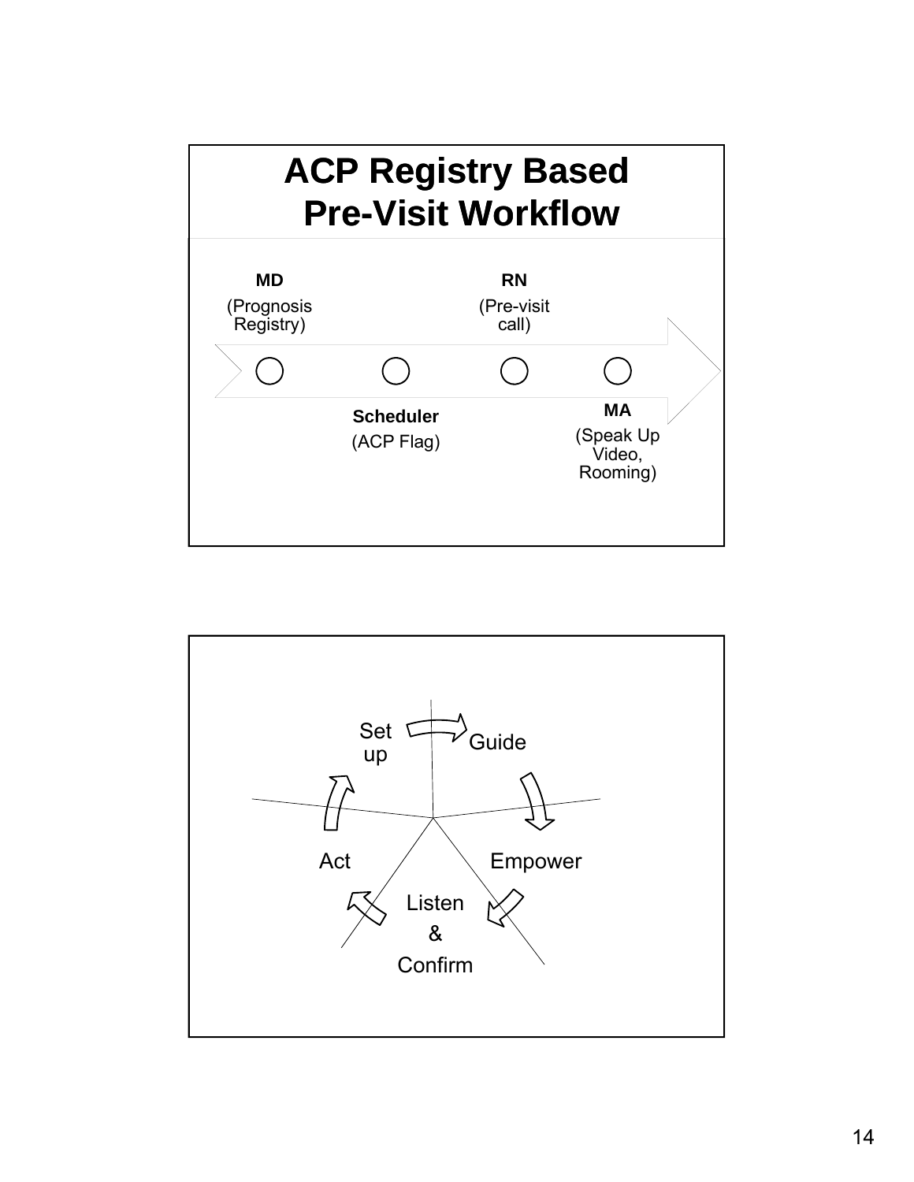# ACP Registry Based Pre-Visit Workflow

**MD**
(Prognosis Registry)

**Scheduler**
(ACP Flag)

**RN**
(Pre-visit call)

**MA**
(Speak Up Video, Rooming)

---

Set up

Guide

Empower

Listen & Confirm

Act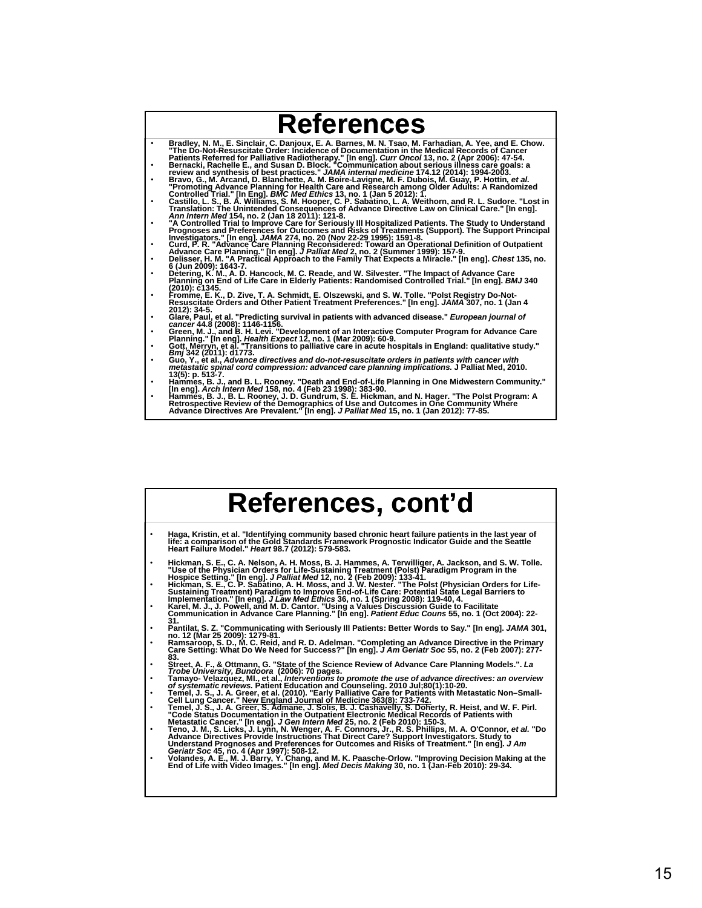# References

- Bradley, N. M., E. Sinclair, C. Danjoux, E. A. Barnes, M. N. Tsao, M. Farhadian, A. Yee, and E. Chow. "The Do-Not-Resuscitate Order: Incidence of Documentation in the Medical Records of Cancer Patients Referred for Palliative Radiotherapy." [In eng]. *Curr Oncol* 13, no. 2 (Apr 2006): 47-54.
- Bernacki, Rachelle E., and Susan D. Block. "Communication about serious illness care goals: a review and synthesis of best practices." *JAMA internal medicine* 174.12 (2014): 1994-2003.
- Bravo, G., M. Arcand, D. Blanchette, A. M. Boire-Lavigne, M. F. Dubois, M. Guay, P. Hottin, *et al.* "Promoting Advance Planning for Health Care and Research among Older Adults: A Randomized Controlled Trial." [In Eng]. *BMC Med Ethics* 13, no. 1 (Jan 5 2012): 1.
- Castillo, L. S., B. A. Williams, S. M. Hooper, C. P. Sabatino, L. A. Weithorn, and R. L. Sudore. "Lost in Translation: The Unintended Consequences of Advance Directive Law on Clinical Care." [In eng]. *Ann Intern Med* 154, no. 2 (Jan 18 2011): 121-8.
- "A Controlled Trial to Improve Care for Seriously Ill Hospitalized Patients. The Study to Understand Prognoses and Preferences for Outcomes and Risks of Treatments (Support). The Support Principal Investigators." [In eng]. *JAMA* 274, no. 20 (Nov 22-29 1995): 1591-8.
- Curd, P. R. "Advance Care Planning Reconsidered: Toward an Operational Definition of Outpatient Advance Care Planning." [In eng]. *J Palliat Med* 2, no. 2 (Summer 1999): 157-9.
- Delisser, H. M. "A Practical Approach to the Family That Expects a Miracle." [In eng]. *Chest* 135, no. 6 (Jun 2009): 1643-7.
- Detering, K. M., A. D. Hancock, M. C. Reade, and W. Silvester. "The Impact of Advance Care Planning on End of Life Care in Elderly Patients: Randomised Controlled Trial." [In eng]. *BMJ* 340 (2010): c1345.
- Fromme, E. K., D. Zive, T. A. Schmidt, E. Olszewski, and S. W. Tolle. "Polst Registry Do-Not-Resuscitate Orders and Other Patient Treatment Preferences." [In eng]. *JAMA* 307, no. 1 (Jan 4 2012): 34-5.
- Glare, Paul, et al. "Predicting survival in patients with advanced disease." *European journal of cancer* 44.8 (2008): 1146-1156.
- Green, M. J., and B. H. Levi. "Development of an Interactive Computer Program for Advance Care Planning." [In eng]. *Health Expect* 12, no. 1 (Mar 2009): 60-9.
- Gott, Merryn, et al. "Transitions to palliative care in acute hospitals in England: qualitative study." *Bmj* 342 (2011): d1773.
- Guo, Y., et al., *Advance directives and do-not-resuscitate orders in patients with cancer with metastatic spinal cord compression: advanced care planning implications.* J Palliat Med, 2010. 13(5): p. 513-7.
- Hammes, B. J., and B. L. Rooney. "Death and End-of-Life Planning in One Midwestern Community." [In eng]. *Arch Intern Med* 158, no. 4 (Feb 23 1998): 383-90.
- Hammes, B. J., B. L. Rooney, J. D. Gundrum, S. E. Hickman, and N. Hager. "The Polst Program: A Retrospective Review of the Demographics of Use and Outcomes in One Community Where Advance Directives Are Prevalent." [In eng]. *J Palliat Med* 15, no. 1 (Jan 2012): 77-85.

# References, cont'd

- Haga, Kristin, et al. "Identifying community based chronic heart failure patients in the last year of life: a comparison of the Gold Standards Framework Prognostic Indicator Guide and the Seattle Heart Failure Model." *Heart* 98.7 (2012): 579-583.
- Hickman, S. E., C. A. Nelson, A. H. Moss, B. J. Hammes, A. Terwilliger, A. Jackson, and S. W. Tolle. "Use of the Physician Orders for Life-Sustaining Treatment (Polst) Paradigm Program in the Hospice Setting." [In eng]. *J Palliat Med* 12, no. 2 (Feb 2009): 133-41.
- Hickman, S. E., C. P. Sabatino, A. H. Moss, and J. W. Nester. "The Polst (Physician Orders for Life-Sustaining Treatment) Paradigm to Improve End-of-Life Care: Potential State Legal Barriers to Implementation." [In eng]. *J Law Med Ethics* 36, no. 1 (Spring 2008): 119-40, 4.
- Karel, M. J., J. Powell, and M. D. Cantor. "Using a Values Discussion Guide to Facilitate Communication in Advance Care Planning." [In eng]. *Patient Educ Couns* 55, no. 1 (Oct 2004): 22-31.
- Pantilat, S. Z. "Communicating with Seriously Ill Patients: Better Words to Say." [In eng]. *JAMA* 301, no. 12 (Mar 25 2009): 1279-81.
- Ramsaroop, S. D., M. C. Reid, and R. D. Adelman. "Completing an Advance Directive in the Primary Care Setting: What Do We Need for Success?" [In eng]. *J Am Geriatr Soc* 55, no. 2 (Feb 2007): 277-83.
- Street, A. F., & Ottmann, G. "State of the Science Review of Advance Care Planning Models.". *La Trobe University, Bundoora* (2006): 70 pages.
- Tamayo- Velazquez, MI., et al., *Interventions to promote the use of advance directives: an overview of systematic reviews.* Patient Education and Counseling. 2010 Jul;80(1):10-20.
- Temel, J. S., J. A. Greer, et al. (2010). "Early Palliative Care for Patients with Metastatic Non–Small-Cell Lung Cancer." New England Journal of Medicine 363(8): 733-742.
- Temel, J. S., J. A. Greer, S. Admane, J. Solis, B. J. Cashavelly, S. Doherty, R. Heist, and W. F. Pirl. "Code Status Documentation in the Outpatient Electronic Medical Records of Patients with Metastatic Cancer." [In eng]. *J Gen Intern Med* 25, no. 2 (Feb 2010): 150-3.
- Teno, J. M., S. Licks, J. Lynn, N. Wenger, A. F. Connors, Jr., R. S. Phillips, M. A. O'Connor, *et al.* "Do Advance Directives Provide Instructions That Direct Care? Support Investigators. Study to Understand Prognoses and Preferences for Outcomes and Risks of Treatment." [In eng]. *J Am Geriatr Soc* 45, no. 4 (Apr 1997): 508-12.
- Volandes, A. E., M. J. Barry, Y. Chang, and M. K. Paasche-Orlow. "Improving Decision Making at the End of Life with Video Images." [In eng]. *Med Decis Making* 30, no. 1 (Jan-Feb 2010): 29-34.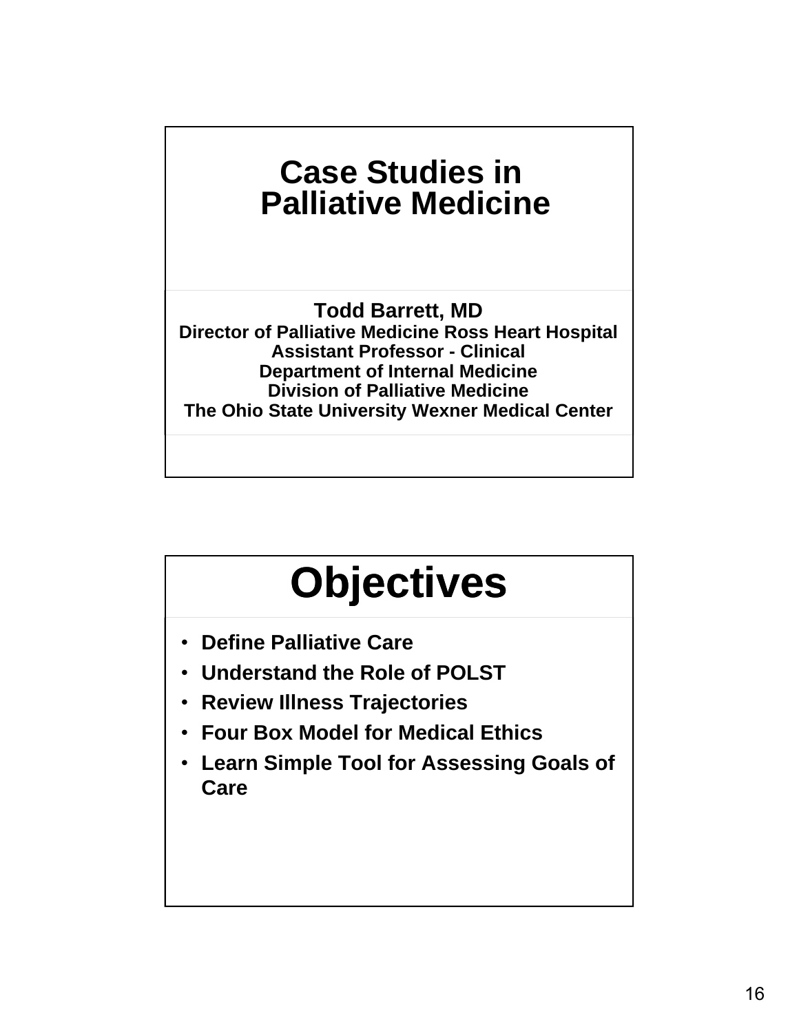# Case Studies in Palliative Medicine

**Todd Barrett, MD**
**Director of Palliative Medicine Ross Heart Hospital**
**Assistant Professor - Clinical**
**Department of Internal Medicine**
**Division of Palliative Medicine**
**The Ohio State University Wexner Medical Center**

# Objectives

- **Define Palliative Care**
- **Understand the Role of POLST**
- **Review Illness Trajectories**
- **Four Box Model for Medical Ethics**
- **Learn Simple Tool for Assessing Goals of Care**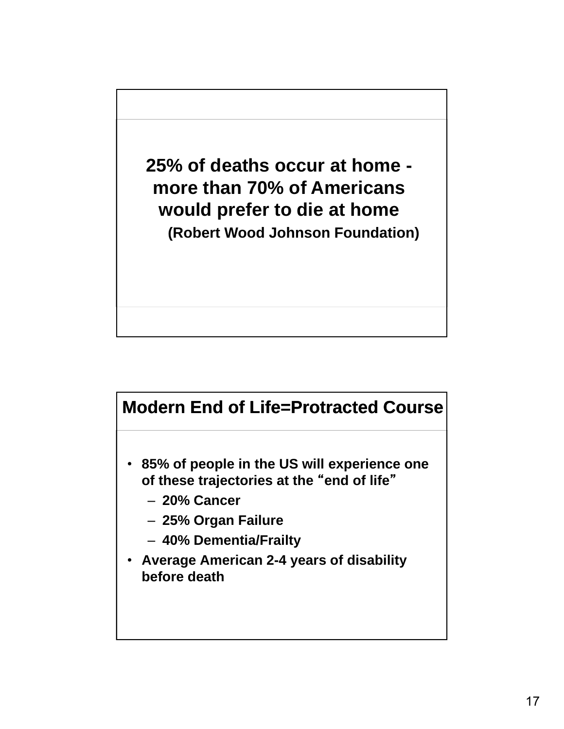**25% of deaths occur at home - more than 70% of Americans would prefer to die at home**

**(Robert Wood Johnson Foundation)**

## Modern End of Life=Protracted Course

- **85% of people in the US will experience one of these trajectories at the "end of life"**
  - **20% Cancer**
  - **25% Organ Failure**
  - **40% Dementia/Frailty**
- **Average American 2-4 years of disability before death**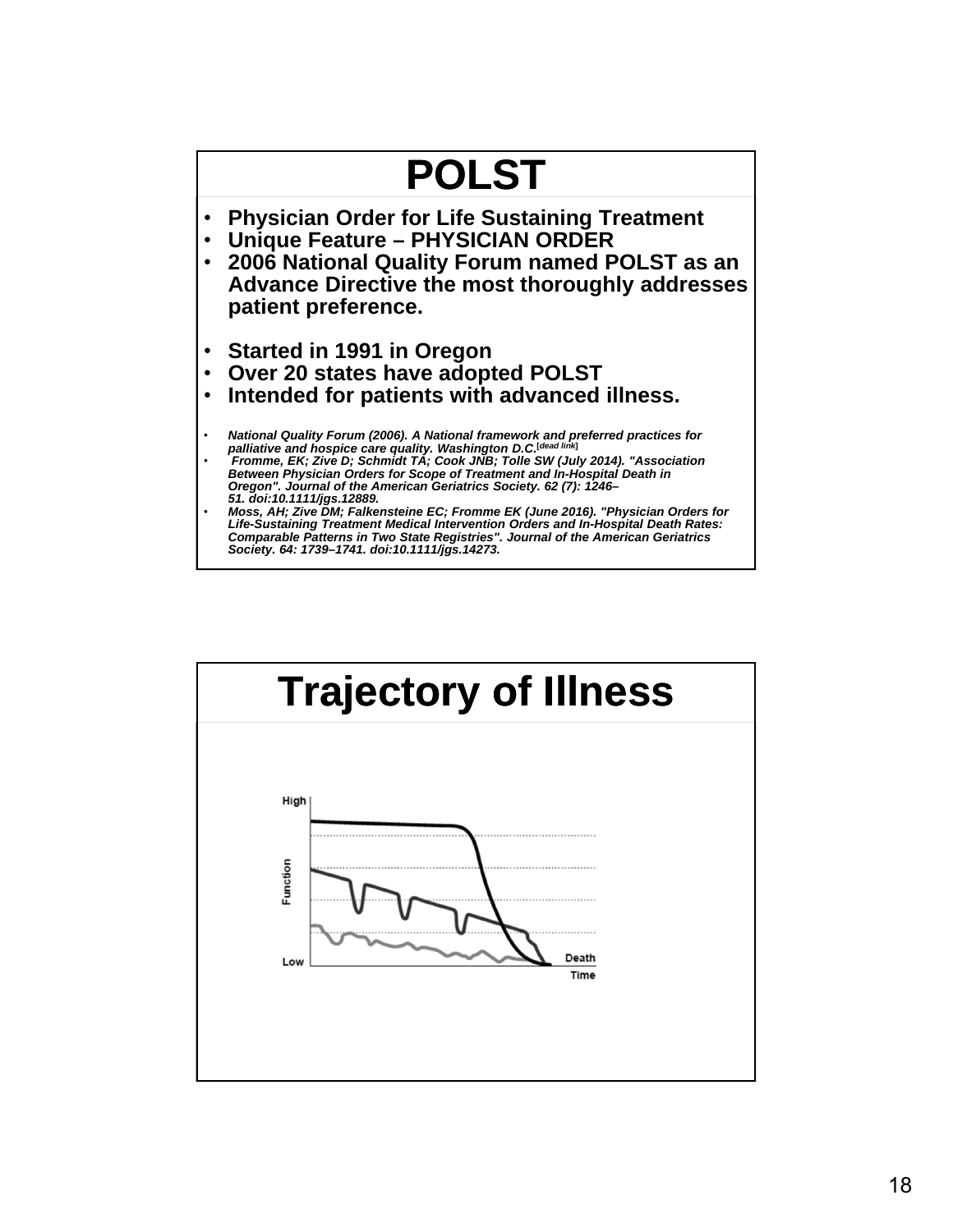# POLST

- **Physician Order for Life Sustaining Treatment**
- **Unique Feature – PHYSICIAN ORDER**
- **2006 National Quality Forum named POLST as an Advance Directive the most thoroughly addresses patient preference.**
- **Started in 1991 in Oregon**
- **Over 20 states have adopted POLST**
- **Intended for patients with advanced illness.**

- ***National Quality Forum (2006). A National framework and preferred practices for palliative and hospice care quality. Washington D.C.*[dead link]**
- ***Fromme, EK; Zive D; Schmidt TA; Cook JNB; Tolle SW (July 2014). "Association Between Physician Orders for Scope of Treatment and In-Hospital Death in Oregon". Journal of the American Geriatrics Society. 62 (7): 1246–51. doi:10.1111/jgs.12889.***
- ***Moss, AH; Zive DM; Falkensteine EC; Fromme EK (June 2016). "Physician Orders for Life-Sustaining Treatment Medical Intervention Orders and In-Hospital Death Rates: Comparable Patterns in Two State Registries". Journal of the American Geriatrics Society. 64: 1739–1741. doi:10.1111/jgs.14273.***

# Trajectory of Illness

High

Function

Low

Death

Time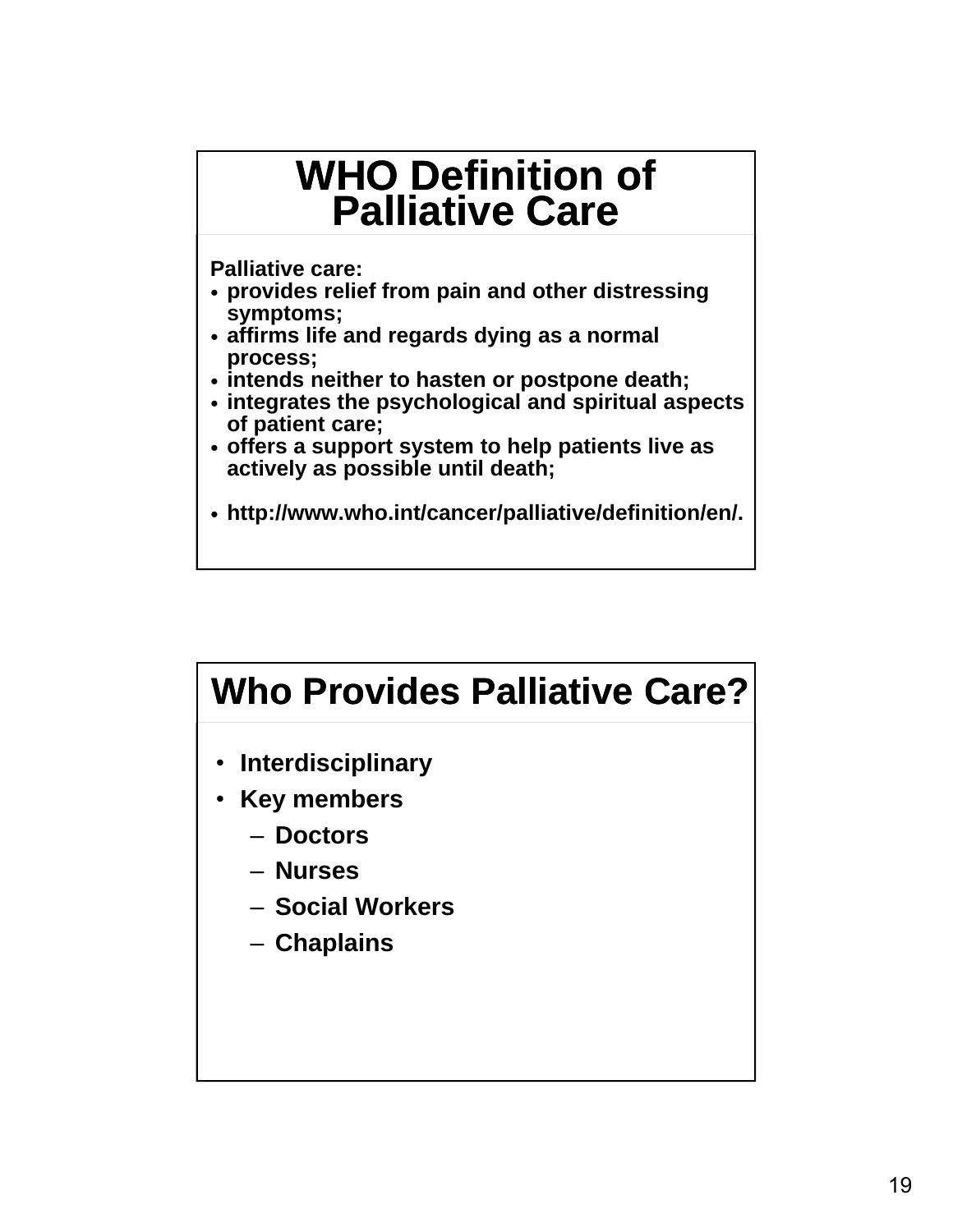## WHO Definition of Palliative Care

**Palliative care:**

- **provides relief from pain and other distressing symptoms;**
- **affirms life and regards dying as a normal process;**
- **intends neither to hasten or postpone death;**
- **integrates the psychological and spiritual aspects of patient care;**
- **offers a support system to help patients live as actively as possible until death;**

- **http://www.who.int/cancer/palliative/definition/en/.**

## Who Provides Palliative Care?

- **Interdisciplinary**
- **Key members**
  - **Doctors**
  - **Nurses**
  - **Social Workers**
  - **Chaplains**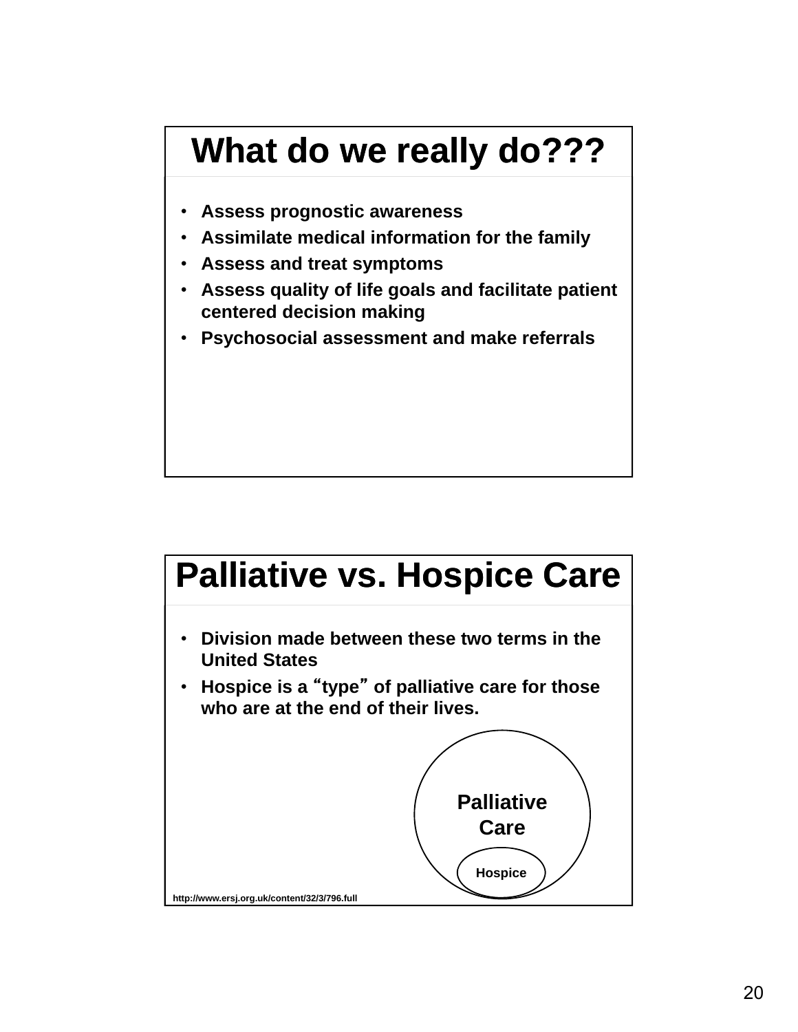## What do we really do???

- Assess prognostic awareness
- Assimilate medical information for the family
- Assess and treat symptoms
- Assess quality of life goals and facilitate patient centered decision making
- Psychosocial assessment and make referrals

## Palliative vs. Hospice Care

- Division made between these two terms in the United States
- Hospice is a "type" of palliative care for those who are at the end of their lives.

Palliative Care

Hospice

http://www.ersj.org.uk/content/32/3/796.full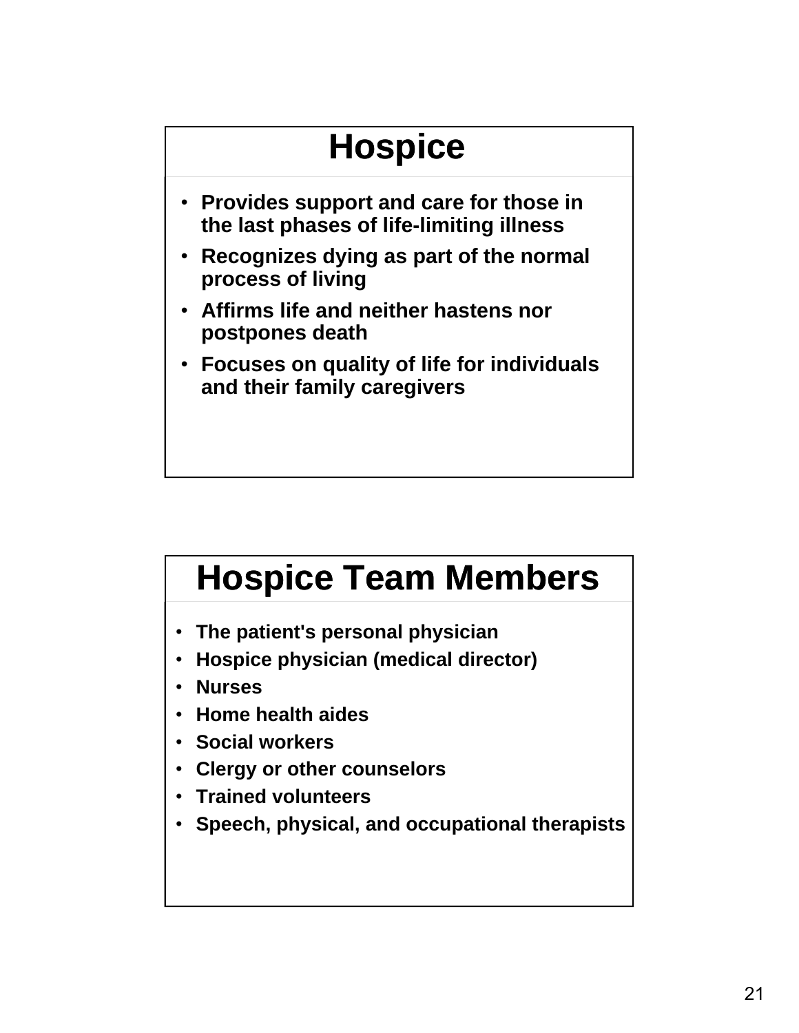# Hospice

- **Provides support and care for those in the last phases of life-limiting illness**
- **Recognizes dying as part of the normal process of living**
- **Affirms life and neither hastens nor postpones death**
- **Focuses on quality of life for individuals and their family caregivers**

# Hospice Team Members

- **The patient's personal physician**
- **Hospice physician (medical director)**
- **Nurses**
- **Home health aides**
- **Social workers**
- **Clergy or other counselors**
- **Trained volunteers**
- **Speech, physical, and occupational therapists**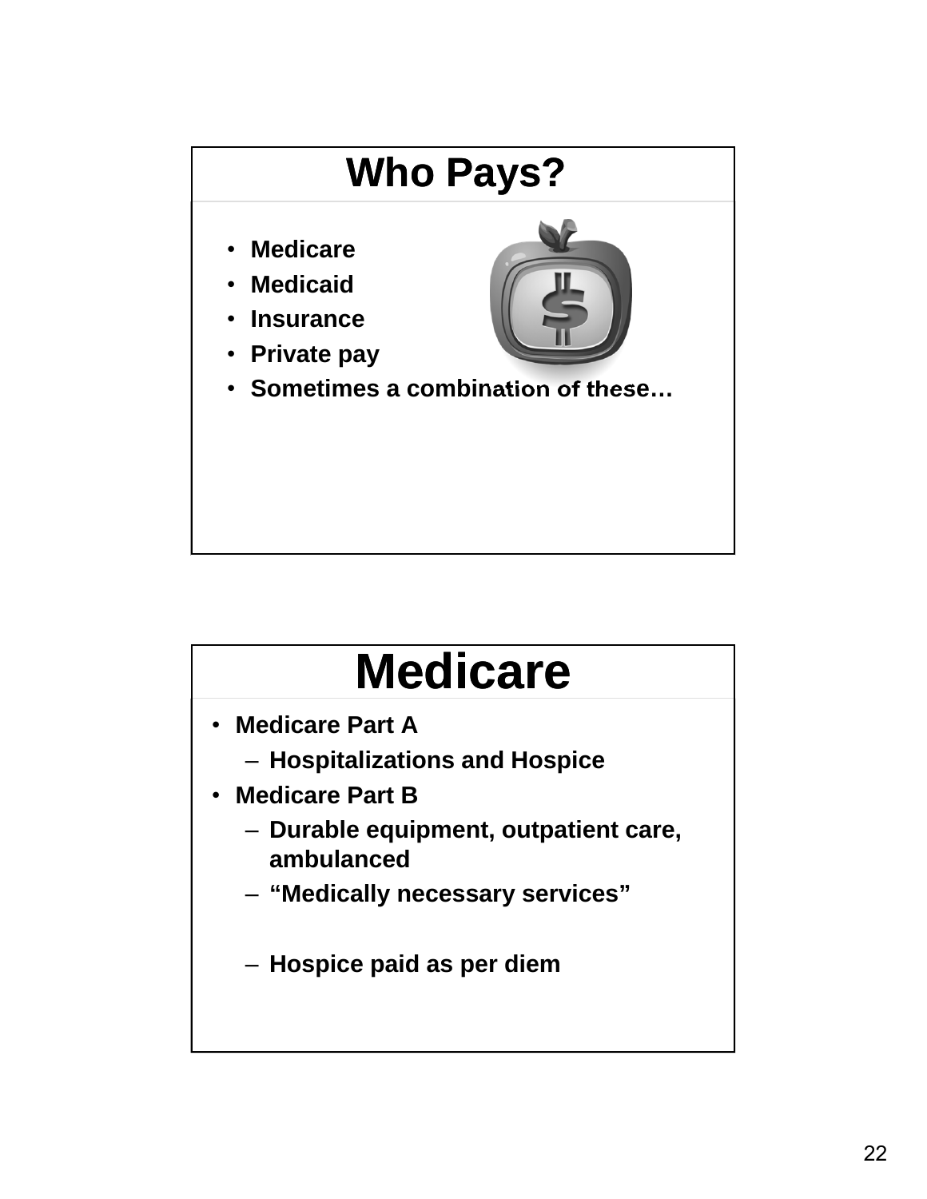## Who Pays?

- **Medicare**
- **Medicaid**
- **Insurance**
- **Private pay**
- **Sometimes a combination of these…**

## Medicare

- **Medicare Part A**
  - **Hospitalizations and Hospice**
- **Medicare Part B**
  - **Durable equipment, outpatient care, ambulanced**
  - **"Medically necessary services"**
  - **Hospice paid as per diem**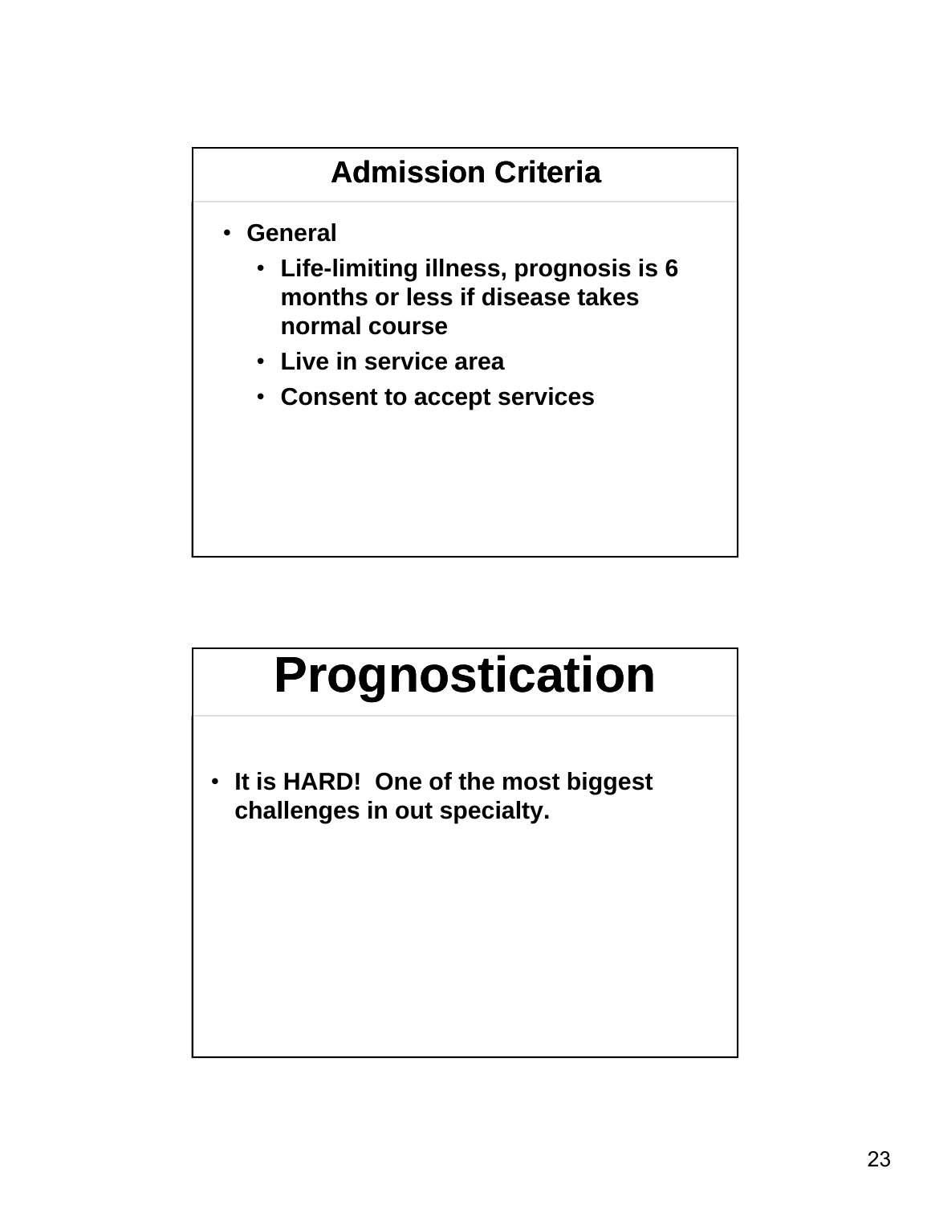## Admission Criteria

- **General**
  - **Life-limiting illness, prognosis is 6 months or less if disease takes normal course**
  - **Live in service area**
  - **Consent to accept services**

## Prognostication

- **It is HARD! One of the most biggest challenges in out specialty.**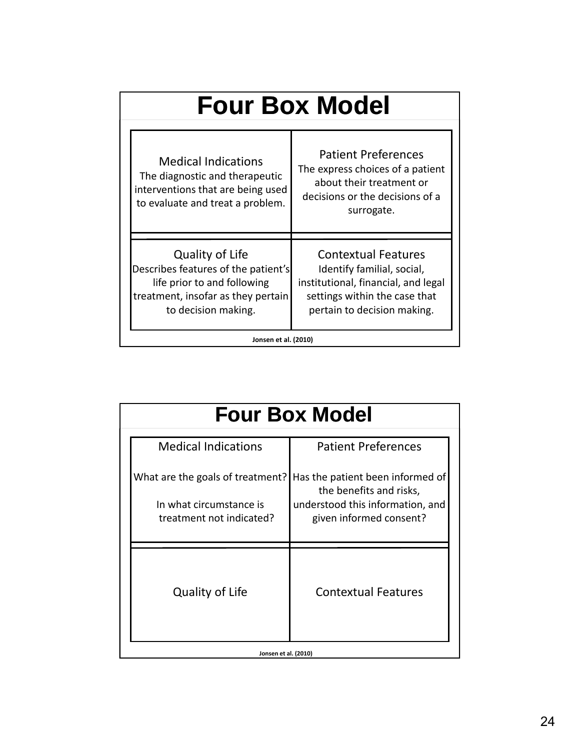## Four Box Model

| Medical Indications<br>The diagnostic and therapeutic interventions that are being used to evaluate and treat a problem. | Patient Preferences<br>The express choices of a patient about their treatment or decisions or the decisions of a surrogate. |
|---|---|
| Quality of Life<br>Describes features of the patient's life prior to and following treatment, insofar as they pertain to decision making. | Contextual Features<br>Identify familial, social, institutional, financial, and legal settings within the case that pertain to decision making. |

Jonsen et al. (2010)

## Four Box Model

| Medical Indications<br><br>What are the goals of treatment?<br><br>In what circumstance is treatment not indicated? | Patient Preferences<br><br>Has the patient been informed of the benefits and risks, understood this information, and given informed consent? |
|---|---|
| Quality of Life | Contextual Features |

Jonsen et al. (2010)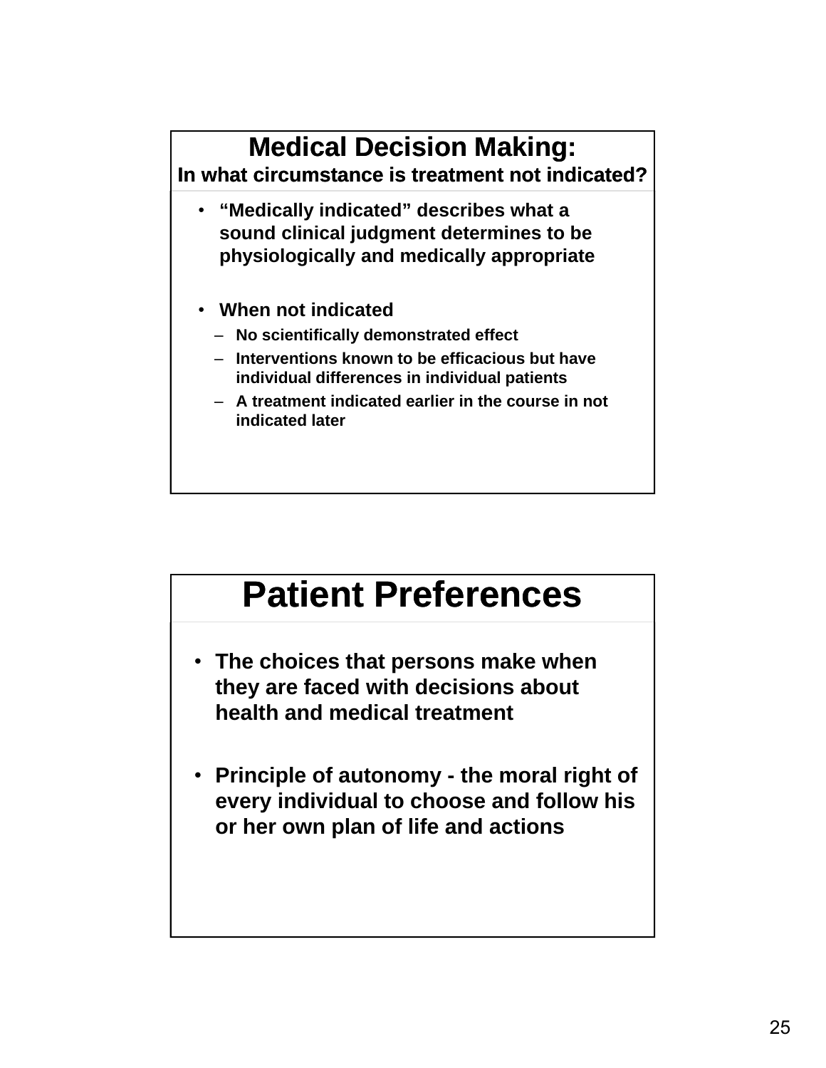## Medical Decision Making:
### In what circumstance is treatment not indicated?

- "Medically indicated" describes what a sound clinical judgment determines to be physiologically and medically appropriate

- When not indicated
  - No scientifically demonstrated effect
  - Interventions known to be efficacious but have individual differences in individual patients
  - A treatment indicated earlier in the course in not indicated later

## Patient Preferences

- The choices that persons make when they are faced with decisions about health and medical treatment

- Principle of autonomy - the moral right of every individual to choose and follow his or her own plan of life and actions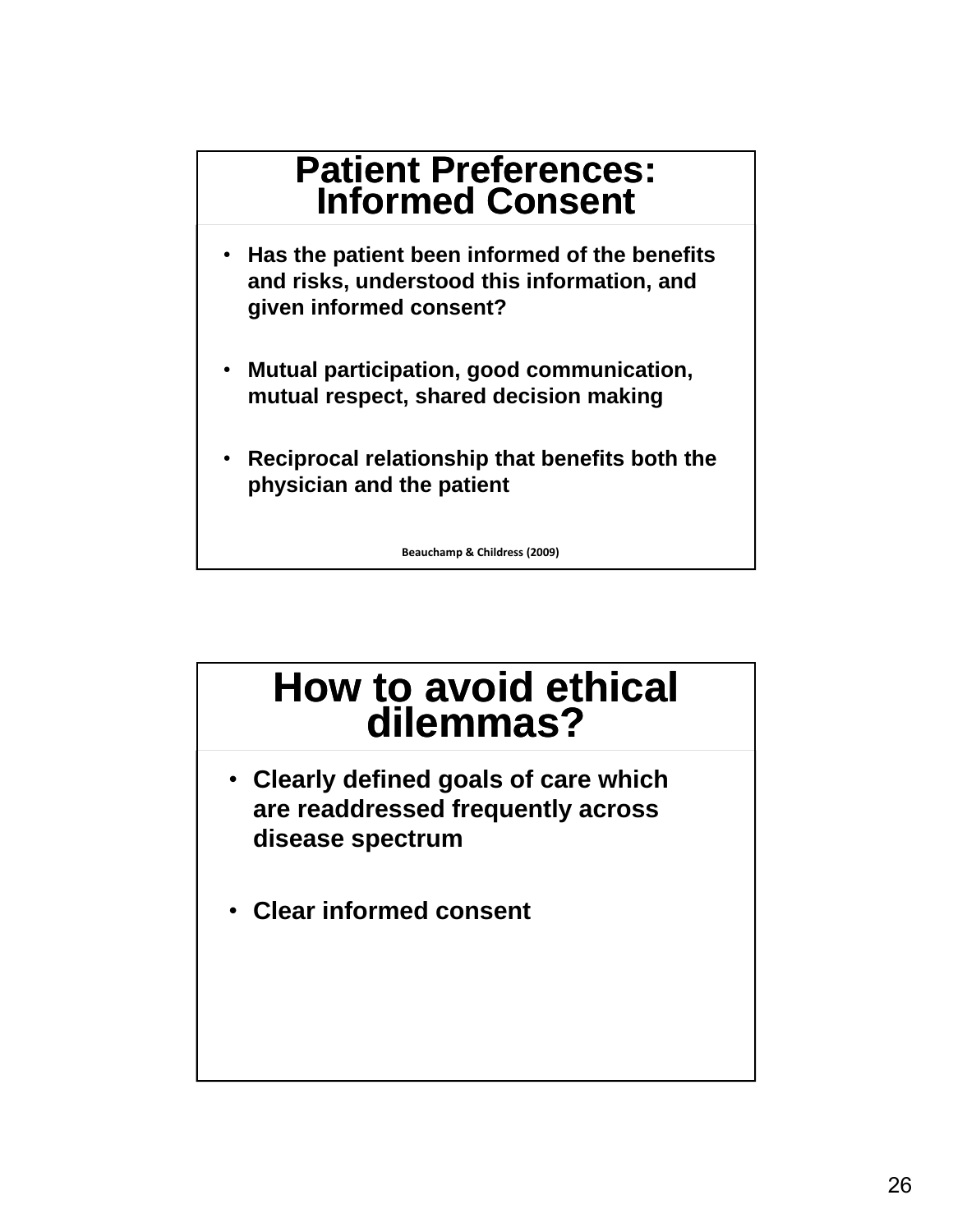## Patient Preferences: Informed Consent

- **Has the patient been informed of the benefits and risks, understood this information, and given informed consent?**
- **Mutual participation, good communication, mutual respect, shared decision making**
- **Reciprocal relationship that benefits both the physician and the patient**

**Beauchamp & Childress (2009)**

## How to avoid ethical dilemmas?

- **Clearly defined goals of care which are readdressed frequently across disease spectrum**
- **Clear informed consent**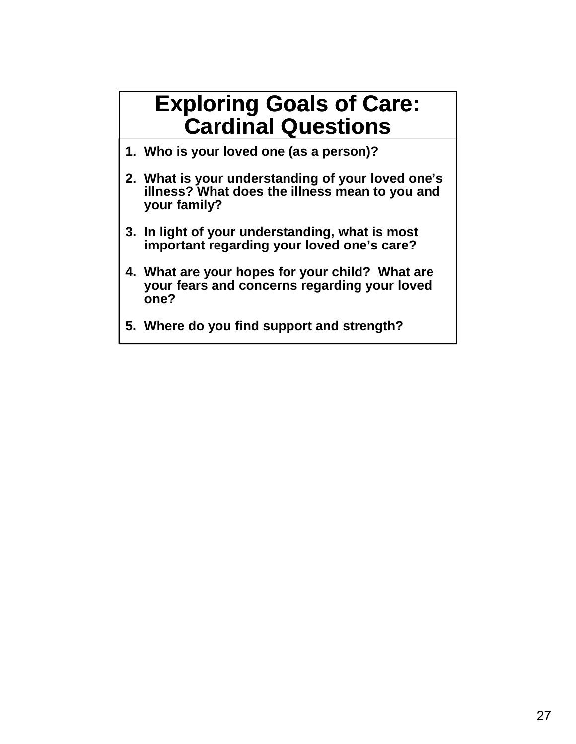# Exploring Goals of Care: Cardinal Questions

1. **Who is your loved one (as a person)?**
2. **What is your understanding of your loved one's illness? What does the illness mean to you and your family?**
3. **In light of your understanding, what is most important regarding your loved one's care?**
4. **What are your hopes for your child? What are your fears and concerns regarding your loved one?**
5. **Where do you find support and strength?**